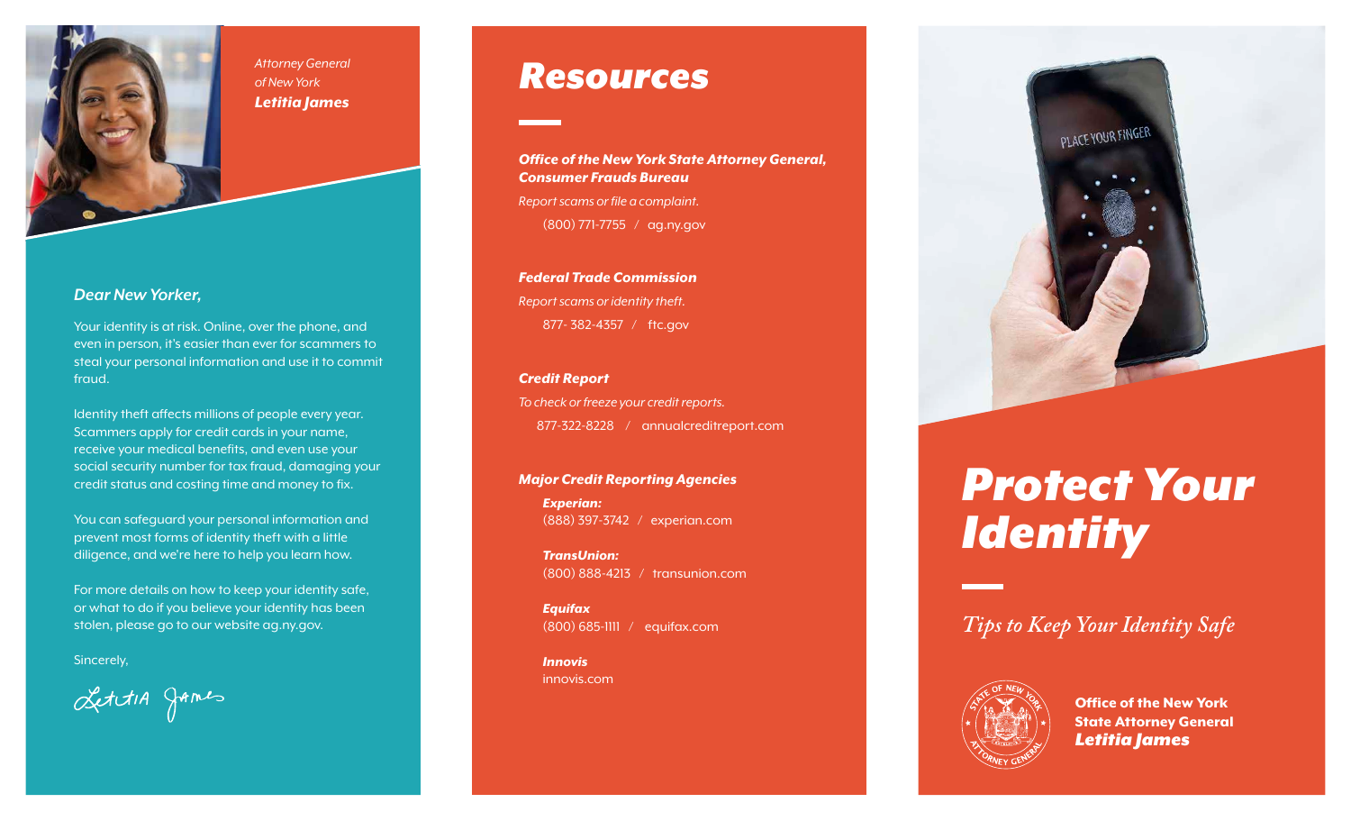*Attorney General of New York*
***Letitia James***

***Dear New Yorker,***

Your identity is at risk. Online, over the phone, and even in person, it's easier than ever for scammers to steal your personal information and use it to commit fraud.

Identity theft affects millions of people every year. Scammers apply for credit cards in your name, receive your medical benefits, and even use your social security number for tax fraud, damaging your credit status and costing time and money to fix.

You can safeguard your personal information and prevent most forms of identity theft with a little diligence, and we're here to help you learn how.

For more details on how to keep your identity safe, or what to do if you believe your identity has been stolen, please go to our website ag.ny.gov.

Sincerely,

Letitia James

# Resources

***Office of the New York State Attorney General, Consumer Frauds Bureau***

*Report scams or file a complaint.*

(800) 771-7755 / ag.ny.gov

***Federal Trade Commission***

*Report scams or identity theft.*

877- 382-4357 / ftc.gov

***Credit Report***

*To check or freeze your credit reports.*

877-322-8228 / annualcreditreport.com

***Major Credit Reporting Agencies***

***Experian:***
(888) 397-3742 / experian.com

***TransUnion:***
(800) 888-4213 / transunion.com

***Equifax***
(800) 685-1111 / equifax.com

***Innovis***
innovis.com

# Protect Your Identity

*Tips to Keep Your Identity Safe*

**Office of the New York State Attorney General**
***Letitia James***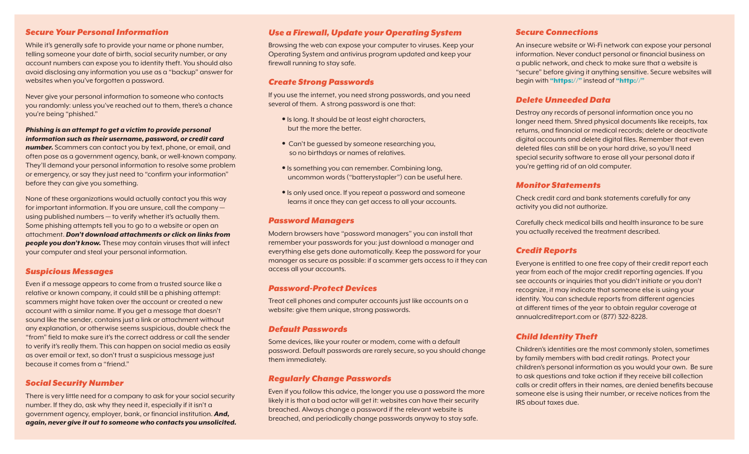## *Secure Your Personal Information*

While it's generally safe to provide your name or phone number, telling someone your date of birth, social security number, or any account numbers can expose you to identity theft. You should also avoid disclosing any information you use as a "backup" answer for websites when you've forgotten a password.

Never give your personal information to someone who contacts you randomly: unless you've reached out to them, there's a chance you're being "phished."

***Phishing is an attempt to get a victim to provide personal information such as their username, password, or credit card number.*** Scammers can contact you by text, phone, or email, and often pose as a government agency, bank, or well-known company. They'll demand your personal information to resolve some problem or emergency, or say they just need to "confirm your information" before they can give you something.

None of these organizations would actually contact you this way for important information. If you are unsure, call the company — using published numbers — to verify whether it's actually them. Some phishing attempts tell you to go to a website or open an attachment. ***Don't download attachments or click on links from people you don't know.*** These may contain viruses that will infect your computer and steal your personal information.

## *Suspicious Messages*

Even if a message appears to come from a trusted source like a relative or known company, it could still be a phishing attempt: scammers might have taken over the account or created a new account with a similar name. If you get a message that doesn't sound like the sender, contains just a link or attachment without any explanation, or otherwise seems suspicious, double check the "from" field to make sure it's the correct address or call the sender to verify it's really them. This can happen on social media as easily as over email or text, so don't trust a suspicious message just because it comes from a "friend."

## *Social Security Number*

There is very little need for a company to ask for your social security number. If they do, ask why they need it, especially if it isn't a government agency, employer, bank, or financial institution. ***And, again, never give it out to someone who contacts you unsolicited.***

## *Use a Firewall, Update your Operating System*

Browsing the web can expose your computer to viruses. Keep your Operating System and antivirus program updated and keep your firewall running to stay safe.

## *Create Strong Passwords*

If you use the internet, you need strong passwords, and you need several of them. A strong password is one that:

- Is long. It should be at least eight characters, but the more the better.
- Can't be guessed by someone researching you, so no birthdays or names of relatives.
- Is something you can remember. Combining long, uncommon words ("batterystapler") can be useful here.
- Is only used once. If you repeat a password and someone learns it once they can get access to all your accounts.

## *Password Managers*

Modern browsers have "password managers" you can install that remember your passwords for you: just download a manager and everything else gets done automatically. Keep the password for your manager as secure as possible: if a scammer gets access to it they can access all your accounts.

## *Password-Protect Devices*

Treat cell phones and computer accounts just like accounts on a website: give them unique, strong passwords.

## *Default Passwords*

Some devices, like your router or modem, come with a default password. Default passwords are rarely secure, so you should change them immediately.

## *Regularly Change Passwords*

Even if you follow this advice, the longer you use a password the more likely it is that a bad actor will get it: websites can have their security breached. Always change a password if the relevant website is breached, and periodically change passwords anyway to stay safe.

## *Secure Connections*

An insecure website or Wi-Fi network can expose your personal information. Never conduct personal or financial business on a public network, and check to make sure that a website is "secure" before giving it anything sensitive. Secure websites will begin with **"https://"** instead of **"http://"**

## *Delete Unneeded Data*

Destroy any records of personal information once you no longer need them. Shred physical documents like receipts, tax returns, and financial or medical records; delete or deactivate digital accounts and delete digital files. Remember that even deleted files can still be on your hard drive, so you'll need special security software to erase all your personal data if you're getting rid of an old computer.

## *Monitor Statements*

Check credit card and bank statements carefully for any activity you did not authorize.

Carefully check medical bills and health insurance to be sure you actually received the treatment described.

## *Credit Reports*

Everyone is entitled to one free copy of their credit report each year from each of the major credit reporting agencies. If you see accounts or inquiries that you didn't initiate or you don't recognize, it may indicate that someone else is using your identity. You can schedule reports from different agencies at different times of the year to obtain regular coverage at annualcreditreport.com or (877) 322-8228.

## *Child Identity Theft*

Children's identities are the most commonly stolen, sometimes by family members with bad credit ratings. Protect your children's personal information as you would your own. Be sure to ask questions and take action if they receive bill collection calls or credit offers in their names, are denied benefits because someone else is using their number, or receive notices from the IRS about taxes due.